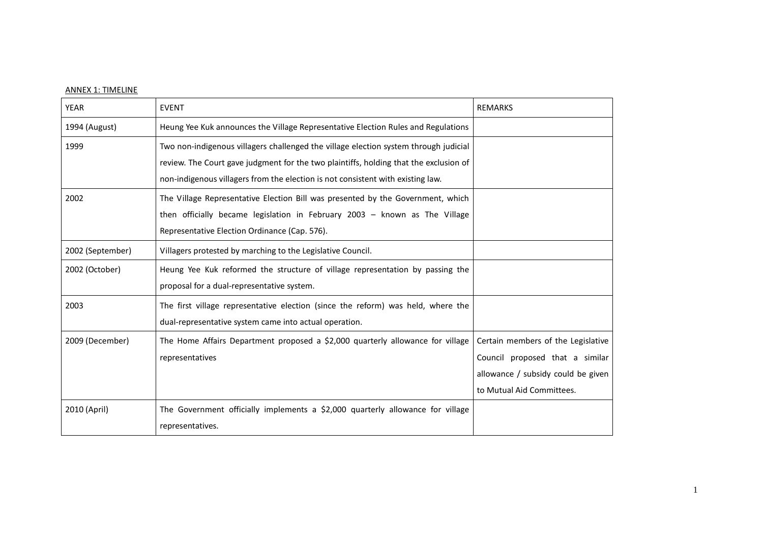ANNEX 1: TIMELINE

| YEAR | EVENT | REMARKS |
| --- | --- | --- |
| 1994 (August) | Heung Yee Kuk announces the Village Representative Election Rules and Regulations | |
| 1999 | Two non-indigenous villagers challenged the village election system through judicial review. The Court gave judgment for the two plaintiffs, holding that the exclusion of non-indigenous villagers from the election is not consistent with existing law. | |
| 2002 | The Village Representative Election Bill was presented by the Government, which then officially became legislation in February 2003 – known as The Village Representative Election Ordinance (Cap. 576). | |
| 2002 (September) | Villagers protested by marching to the Legislative Council. | |
| 2002 (October) | Heung Yee Kuk reformed the structure of village representation by passing the proposal for a dual-representative system. | |
| 2003 | The first village representative election (since the reform) was held, where the dual-representative system came into actual operation. | |
| 2009 (December) | The Home Affairs Department proposed a $2,000 quarterly allowance for village representatives | Certain members of the Legislative Council proposed that a similar allowance / subsidy could be given to Mutual Aid Committees. |
| 2010 (April) | The Government officially implements a $2,000 quarterly allowance for village representatives. | |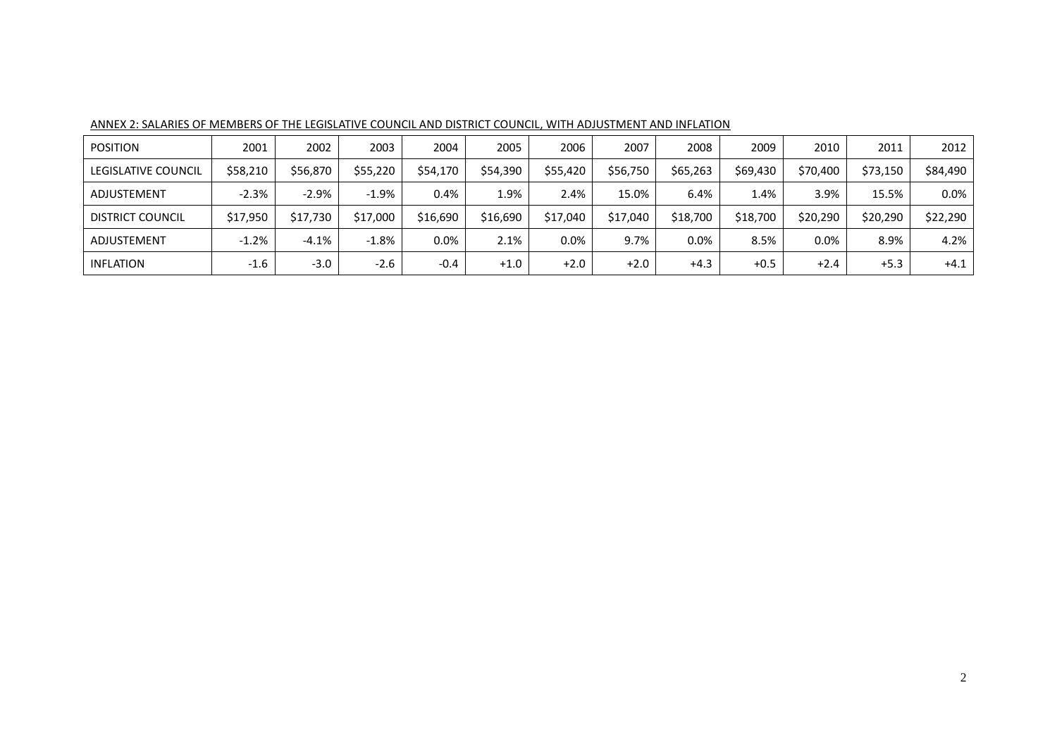ANNEX 2: SALARIES OF MEMBERS OF THE LEGISLATIVE COUNCIL AND DISTRICT COUNCIL, WITH ADJUSTMENT AND INFLATION

| POSITION | 2001 | 2002 | 2003 | 2004 | 2005 | 2006 | 2007 | 2008 | 2009 | 2010 | 2011 | 2012 |
|---|---|---|---|---|---|---|---|---|---|---|---|---|
| LEGISLATIVE COUNCIL | $58,210 | $56,870 | $55,220 | $54,170 | $54,390 | $55,420 | $56,750 | $65,263 | $69,430 | $70,400 | $73,150 | $84,490 |
| ADJUSTEMENT | -2.3% | -2.9% | -1.9% | 0.4% | 1.9% | 2.4% | 15.0% | 6.4% | 1.4% | 3.9% | 15.5% | 0.0% |
| DISTRICT COUNCIL | $17,950 | $17,730 | $17,000 | $16,690 | $16,690 | $17,040 | $17,040 | $18,700 | $18,700 | $20,290 | $20,290 | $22,290 |
| ADJUSTEMENT | -1.2% | -4.1% | -1.8% | 0.0% | 2.1% | 0.0% | 9.7% | 0.0% | 8.5% | 0.0% | 8.9% | 4.2% |
| INFLATION | -1.6 | -3.0 | -2.6 | -0.4 | +1.0 | +2.0 | +2.0 | +4.3 | +0.5 | +2.4 | +5.3 | +4.1 |